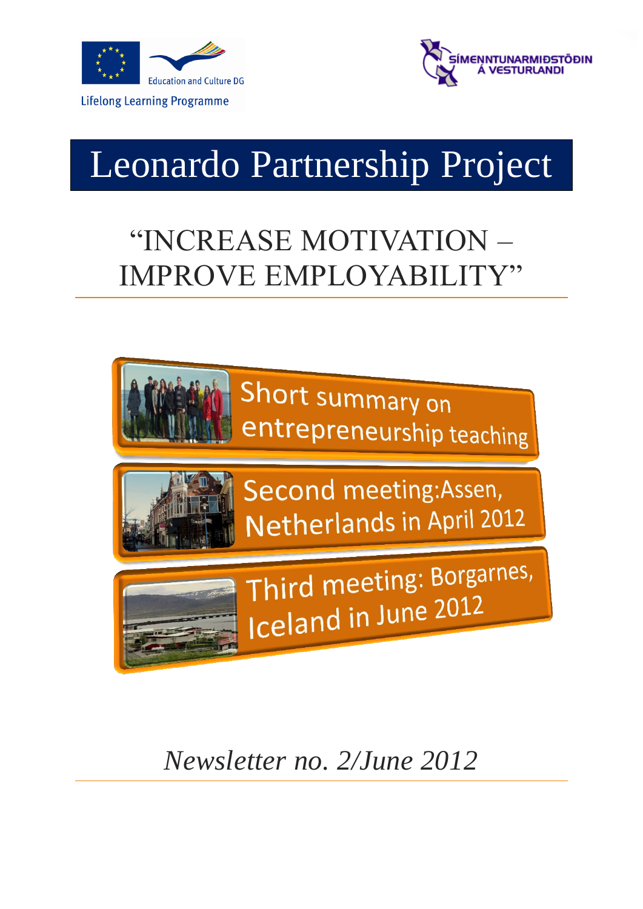Education and Culture DG

Lifelong Learning Programme

SÍMENNTUNARMIÐSTÖÐIN Á VESTURLANDI

# Leonardo Partnership Project

## "INCREASE MOTIVATION – IMPROVE EMPLOYABILITY"

Short summary on entrepreneurship teaching

Second meeting: Assen, Netherlands in April 2012

Third meeting: Borgarnes, Iceland in June 2012

*Newsletter no. 2/June 2012*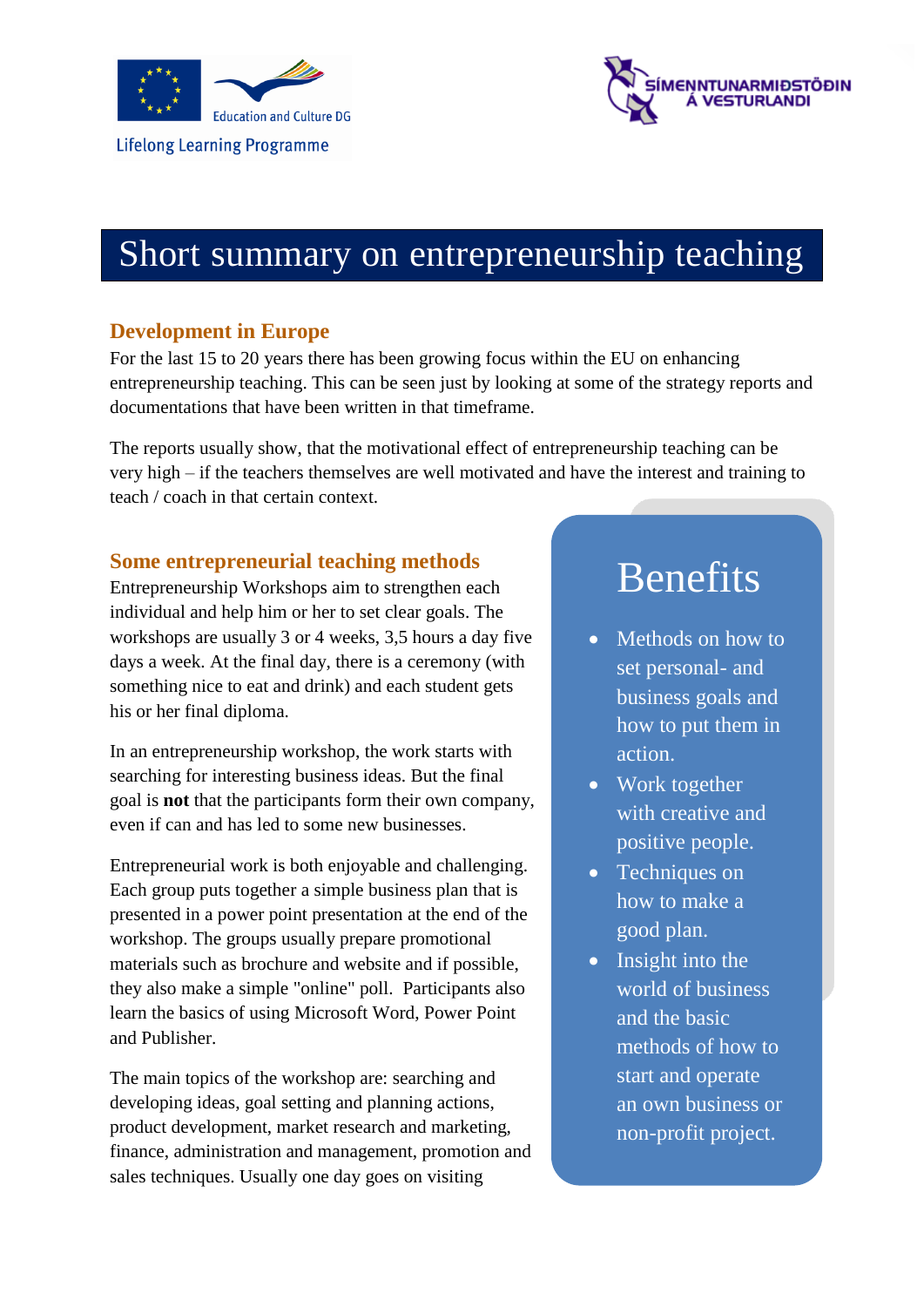Education and Culture DG

Lifelong Learning Programme

SÍMENNTUNARMIÐSTÖÐIN Á VESTURLANDI

# Short summary on entrepreneurship teaching

## Development in Europe

For the last 15 to 20 years there has been growing focus within the EU on enhancing entrepreneurship teaching. This can be seen just by looking at some of the strategy reports and documentations that have been written in that timeframe.

The reports usually show, that the motivational effect of entrepreneurship teaching can be very high – if the teachers themselves are well motivated and have the interest and training to teach / coach in that certain context.

## Some entrepreneurial teaching methods

Entrepreneurship Workshops aim to strengthen each individual and help him or her to set clear goals. The workshops are usually 3 or 4 weeks, 3,5 hours a day five days a week. At the final day, there is a ceremony (with something nice to eat and drink) and each student gets his or her final diploma.

In an entrepreneurship workshop, the work starts with searching for interesting business ideas. But the final goal is **not** that the participants form their own company, even if can and has led to some new businesses.

Entrepreneurial work is both enjoyable and challenging. Each group puts together a simple business plan that is presented in a power point presentation at the end of the workshop. The groups usually prepare promotional materials such as brochure and website and if possible, they also make a simple "online" poll. Participants also learn the basics of using Microsoft Word, Power Point and Publisher.

The main topics of the workshop are: searching and developing ideas, goal setting and planning actions, product development, market research and marketing, finance, administration and management, promotion and sales techniques. Usually one day goes on visiting

## Benefits

- Methods on how to set personal- and business goals and how to put them in action.
- Work together with creative and positive people.
- Techniques on how to make a good plan.
- Insight into the world of business and the basic methods of how to start and operate an own business or non-profit project.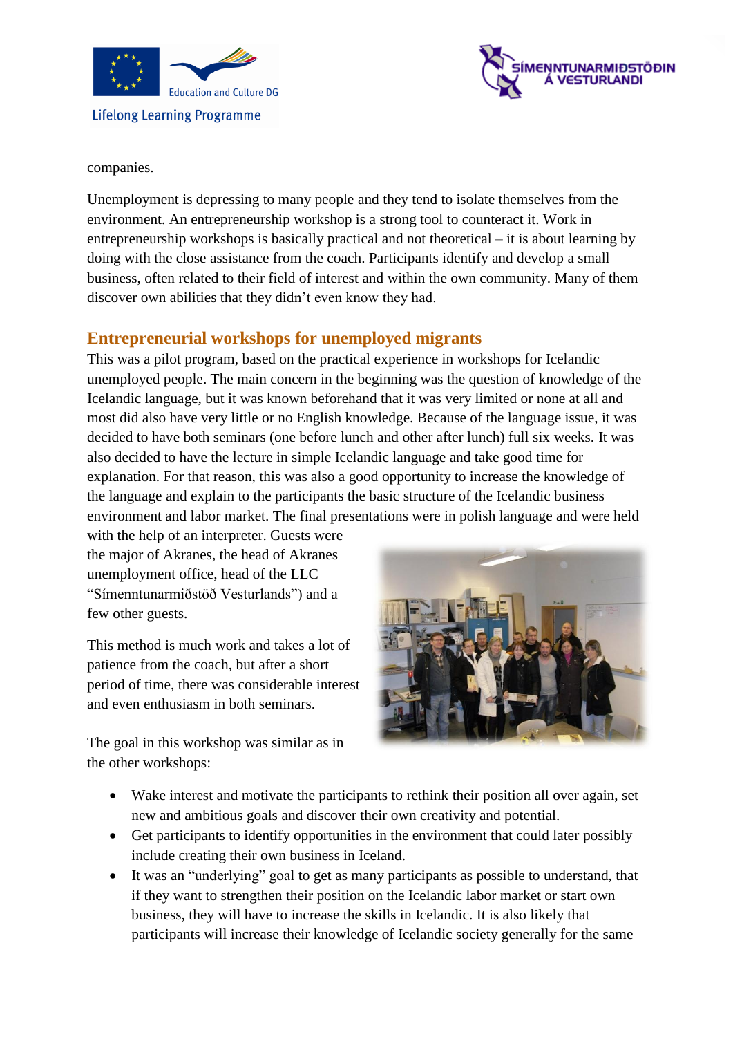companies.

Unemployment is depressing to many people and they tend to isolate themselves from the environment. An entrepreneurship workshop is a strong tool to counteract it. Work in entrepreneurship workshops is basically practical and not theoretical – it is about learning by doing with the close assistance from the coach. Participants identify and develop a small business, often related to their field of interest and within the own community. Many of them discover own abilities that they didn't even know they had.

## Entrepreneurial workshops for unemployed migrants

This was a pilot program, based on the practical experience in workshops for Icelandic unemployed people. The main concern in the beginning was the question of knowledge of the Icelandic language, but it was known beforehand that it was very limited or none at all and most did also have very little or no English knowledge. Because of the language issue, it was decided to have both seminars (one before lunch and other after lunch) full six weeks. It was also decided to have the lecture in simple Icelandic language and take good time for explanation. For that reason, this was also a good opportunity to increase the knowledge of the language and explain to the participants the basic structure of the Icelandic business environment and labor market. The final presentations were in polish language and were held with the help of an interpreter. Guests were the major of Akranes, the head of Akranes unemployment office, head of the LLC "Símenntunarmiðstöð Vesturlands") and a few other guests.

This method is much work and takes a lot of patience from the coach, but after a short period of time, there was considerable interest and even enthusiasm in both seminars.

The goal in this workshop was similar as in the other workshops:

- Wake interest and motivate the participants to rethink their position all over again, set new and ambitious goals and discover their own creativity and potential.
- Get participants to identify opportunities in the environment that could later possibly include creating their own business in Iceland.
- It was an "underlying" goal to get as many participants as possible to understand, that if they want to strengthen their position on the Icelandic labor market or start own business, they will have to increase the skills in Icelandic. It is also likely that participants will increase their knowledge of Icelandic society generally for the same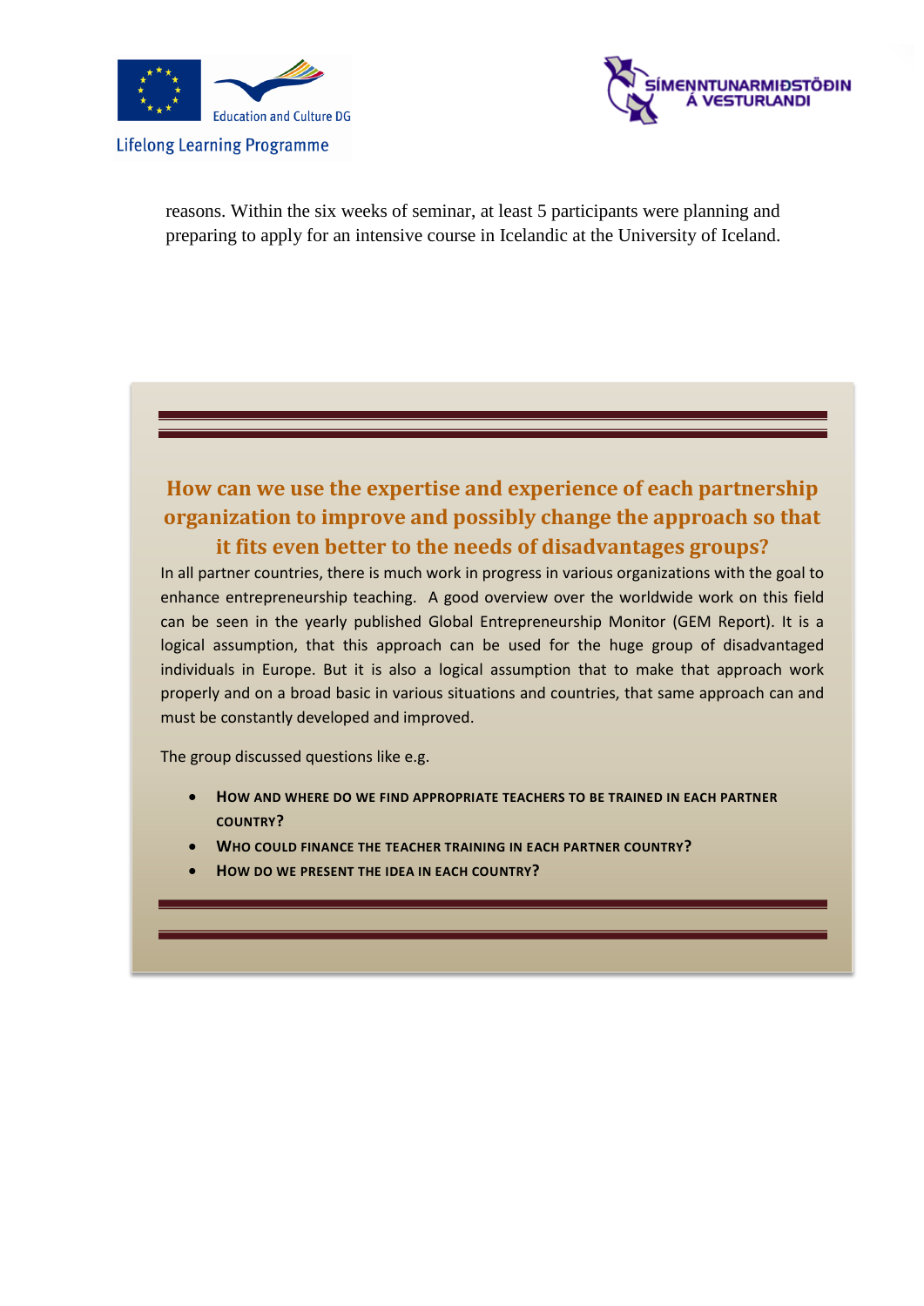reasons. Within the six weeks of seminar, at least 5 participants were planning and preparing to apply for an intensive course in Icelandic at the University of Iceland.

## How can we use the expertise and experience of each partnership organization to improve and possibly change the approach so that it fits even better to the needs of disadvantages groups?

In all partner countries, there is much work in progress in various organizations with the goal to enhance entrepreneurship teaching. A good overview over the worldwide work on this field can be seen in the yearly published Global Entrepreneurship Monitor (GEM Report). It is a logical assumption, that this approach can be used for the huge group of disadvantaged individuals in Europe. But it is also a logical assumption that to make that approach work properly and on a broad basic in various situations and countries, that same approach can and must be constantly developed and improved.

The group discussed questions like e.g.

- **How and where do we find appropriate teachers to be trained in each partner country?**
- **Who could finance the teacher training in each partner country?**
- **How do we present the idea in each country?**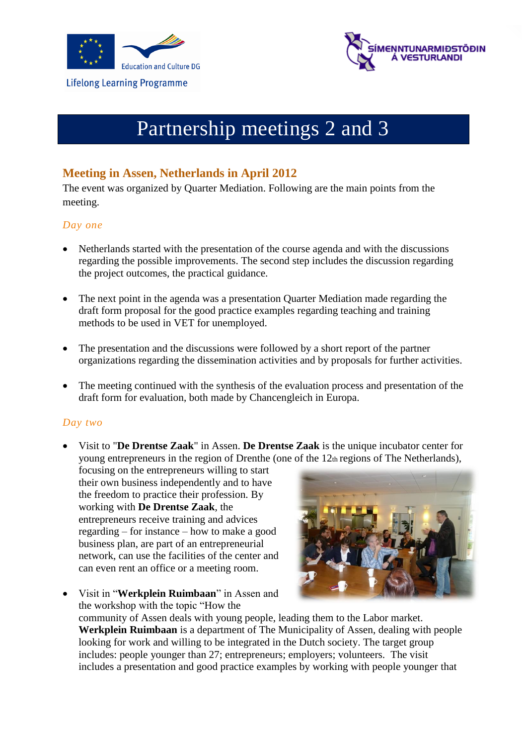Lifelong Learning Programme

# Partnership meetings 2 and 3

## Meeting in Assen, Netherlands in April 2012

The event was organized by Quarter Mediation. Following are the main points from the meeting.

### *Day one*

- Netherlands started with the presentation of the course agenda and with the discussions regarding the possible improvements. The second step includes the discussion regarding the project outcomes, the practical guidance.

- The next point in the agenda was a presentation Quarter Mediation made regarding the draft form proposal for the good practice examples regarding teaching and training methods to be used in VET for unemployed.

- The presentation and the discussions were followed by a short report of the partner organizations regarding the dissemination activities and by proposals for further activities.

- The meeting continued with the synthesis of the evaluation process and presentation of the draft form for evaluation, both made by Chancengleich in Europa.

### *Day two*

- Visit to "**De Drentse Zaak**" in Assen. **De Drentse Zaak** is the unique incubator center for young entrepreneurs in the region of Drenthe (one of the 12th regions of The Netherlands), focusing on the entrepreneurs willing to start their own business independently and to have the freedom to practice their profession. By working with **De Drentse Zaak**, the entrepreneurs receive training and advices regarding – for instance – how to make a good business plan, are part of an entrepreneurial network, can use the facilities of the center and can even rent an office or a meeting room.

- Visit in "**Werkplein Ruimbaan**" in Assen and the workshop with the topic "How the community of Assen deals with young people, leading them to the Labor market. **Werkplein Ruimbaan** is a department of The Municipality of Assen, dealing with people looking for work and willing to be integrated in the Dutch society. The target group includes: people younger than 27; entrepreneurs; employers; volunteers. The visit includes a presentation and good practice examples by working with people younger that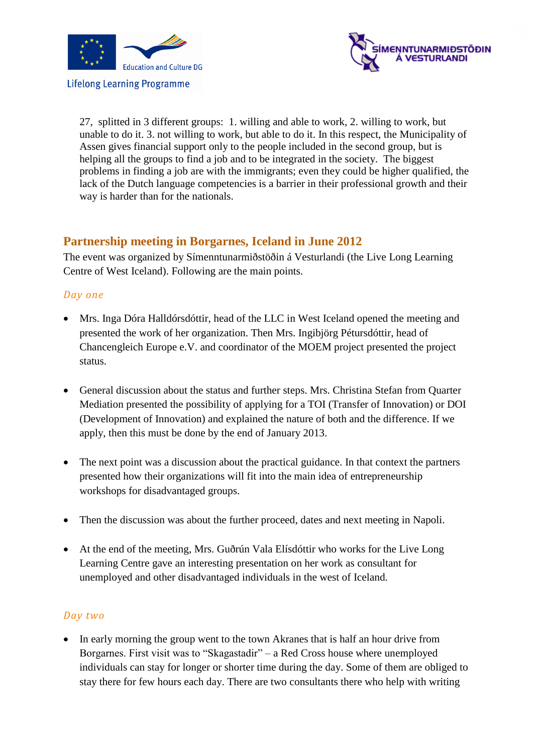27, splitted in 3 different groups: 1. willing and able to work, 2. willing to work, but unable to do it. 3. not willing to work, but able to do it. In this respect, the Municipality of Assen gives financial support only to the people included in the second group, but is helping all the groups to find a job and to be integrated in the society. The biggest problems in finding a job are with the immigrants; even they could be higher qualified, the lack of the Dutch language competencies is a barrier in their professional growth and their way is harder than for the nationals.

## Partnership meeting in Borgarnes, Iceland in June 2012

The event was organized by Símenntunarmiðstöðin á Vesturlandi (the Live Long Learning Centre of West Iceland). Following are the main points.

### *Day one*

- Mrs. Inga Dóra Halldórsdóttir, head of the LLC in West Iceland opened the meeting and presented the work of her organization. Then Mrs. Ingibjörg Pétursdóttir, head of Chancengleich Europe e.V. and coordinator of the MOEM project presented the project status.

- General discussion about the status and further steps. Mrs. Christina Stefan from Quarter Mediation presented the possibility of applying for a TOI (Transfer of Innovation) or DOI (Development of Innovation) and explained the nature of both and the difference. If we apply, then this must be done by the end of January 2013.

- The next point was a discussion about the practical guidance. In that context the partners presented how their organizations will fit into the main idea of entrepreneurship workshops for disadvantaged groups.

- Then the discussion was about the further proceed, dates and next meeting in Napoli.

- At the end of the meeting, Mrs. Guðrún Vala Elísdóttir who works for the Live Long Learning Centre gave an interesting presentation on her work as consultant for unemployed and other disadvantaged individuals in the west of Iceland.

### *Day two*

- In early morning the group went to the town Akranes that is half an hour drive from Borgarnes. First visit was to "Skagastadir" – a Red Cross house where unemployed individuals can stay for longer or shorter time during the day. Some of them are obliged to stay there for few hours each day. There are two consultants there who help with writing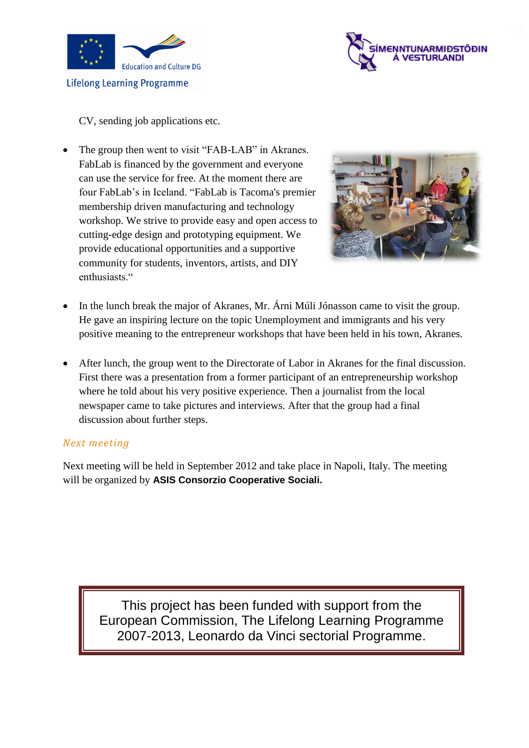CV, sending job applications etc.

- The group then went to visit “FAB-LAB” in Akranes. FabLab is financed by the government and everyone can use the service for free. At the moment there are four FabLab’s in Iceland. “FabLab is Tacoma's premier membership driven manufacturing and technology workshop. We strive to provide easy and open access to cutting-edge design and prototyping equipment. We provide educational opportunities and a supportive community for students, inventors, artists, and DIY enthusiasts.“

- In the lunch break the major of Akranes, Mr. Árni Múli Jónasson came to visit the group. He gave an inspiring lecture on the topic Unemployment and immigrants and his very positive meaning to the entrepreneur workshops that have been held in his town, Akranes.

- After lunch, the group went to the Directorate of Labor in Akranes for the final discussion. First there was a presentation from a former participant of an entrepreneurship workshop where he told about his very positive experience. Then a journalist from the local newspaper came to take pictures and interviews. After that the group had a final discussion about further steps.

### *Next meeting*

Next meeting will be held in September 2012 and take place in Napoli, Italy. The meeting will be organized by **ASIS Consorzio Cooperative Sociali.**

This project has been funded with support from the European Commission, The Lifelong Learning Programme 2007-2013, Leonardo da Vinci sectorial Programme.